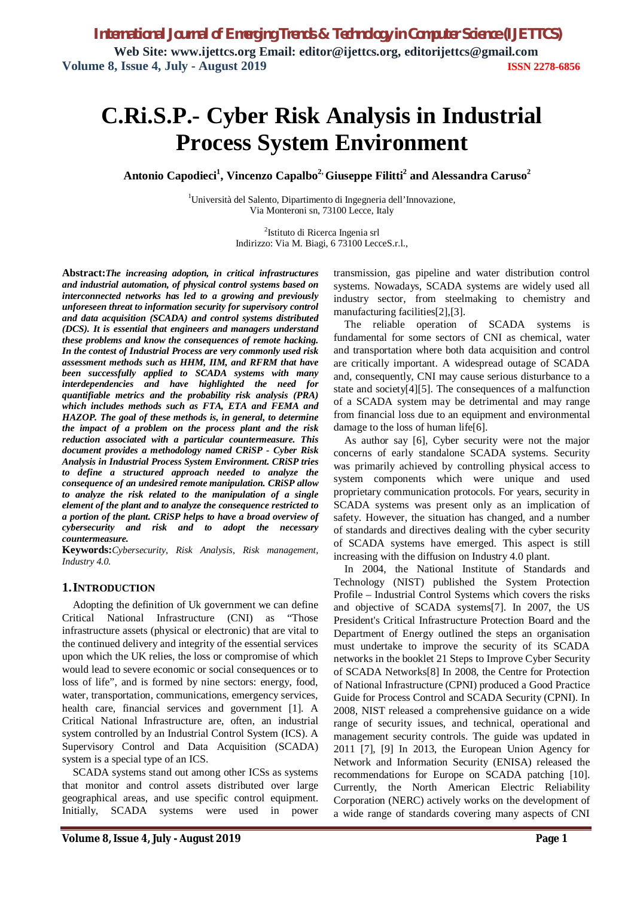# C.Ri.S.P.- Cyber Risk Analysis in Industrial Process System Environment

**Antonio Capodieci[1], Vincenzo Capalbo[2], Giuseppe Filitti[2] and Alessandra Caruso[2]**

[1]Università del Salento, Dipartimento di Ingegneria dell'Innovazione, Via Monteroni sn, 73100 Lecce, Italy

[2]Istituto di Ricerca Ingenia srl
Indirizzo: Via M. Biagi, 6 73100 LecceS.r.l.,

**Abstract:** ***The increasing adoption, in critical infrastructures and industrial automation, of physical control systems based on interconnected networks has led to a growing and previously unforeseen threat to information security for supervisory control and data acquisition (SCADA) and control systems distributed (DCS). It is essential that engineers and managers understand these problems and know the consequences of remote hacking. In the contest of Industrial Process are very commonly used risk assessment methods such as HHM, IIM, and RFRM that have been successfully applied to SCADA systems with many interdependencies and have highlighted the need for quantifiable metrics and the probability risk analysis (PRA) which includes methods such as FTA, ETA and FEMA and HAZOP. The goal of these methods is, in general, to determine the impact of a problem on the process plant and the risk reduction associated with a particular countermeasure. This document provides a methodology named CRiSP - Cyber Risk Analysis in Industrial Process System Environment. CRiSP tries to define a structured approach needed to analyze the consequence of an undesired remote manipulation. CRiSP allow to analyze the risk related to the manipulation of a single element of the plant and to analyze the consequence restricted to a portion of the plant. CRiSP helps to have a broad overview of cybersecurity and risk and to adopt the necessary countermeasure.***

**Keywords:** *Cybersecurity, Risk Analysis, Risk management, Industry 4.0.*

## 1. INTRODUCTION

Adopting the definition of Uk government we can define Critical National Infrastructure (CNI) as "Those infrastructure assets (physical or electronic) that are vital to the continued delivery and integrity of the essential services upon which the UK relies, the loss or compromise of which would lead to severe economic or social consequences or to loss of life", and is formed by nine sectors: energy, food, water, transportation, communications, emergency services, health care, financial services and government [1]. A Critical National Infrastructure are, often, an industrial system controlled by an Industrial Control System (ICS). A Supervisory Control and Data Acquisition (SCADA) system is a special type of an ICS.

SCADA systems stand out among other ICSs as systems that monitor and control assets distributed over large geographical areas, and use specific control equipment. Initially, SCADA systems were used in power transmission, gas pipeline and water distribution control systems. Nowadays, SCADA systems are widely used all industry sector, from steelmaking to chemistry and manufacturing facilities[2],[3].

The reliable operation of SCADA systems is fundamental for some sectors of CNI as chemical, water and transportation where both data acquisition and control are critically important. A widespread outage of SCADA and, consequently, CNI may cause serious disturbance to a state and society[4][5]. The consequences of a malfunction of a SCADA system may be detrimental and may range from financial loss due to an equipment and environmental damage to the loss of human life[6].

As author say [6], Cyber security were not the major concerns of early standalone SCADA systems. Security was primarily achieved by controlling physical access to system components which were unique and used proprietary communication protocols. For years, security in SCADA systems was present only as an implication of safety. However, the situation has changed, and a number of standards and directives dealing with the cyber security of SCADA systems have emerged. This aspect is still increasing with the diffusion on Industry 4.0 plant.

In 2004, the National Institute of Standards and Technology (NIST) published the System Protection Profile – Industrial Control Systems which covers the risks and objective of SCADA systems[7]. In 2007, the US President's Critical Infrastructure Protection Board and the Department of Energy outlined the steps an organisation must undertake to improve the security of its SCADA networks in the booklet 21 Steps to Improve Cyber Security of SCADA Networks[8] In 2008, the Centre for Protection of National Infrastructure (CPNI) produced a Good Practice Guide for Process Control and SCADA Security (CPNI). In 2008, NIST released a comprehensive guidance on a wide range of security issues, and technical, operational and management security controls. The guide was updated in 2011 [7], [9] In 2013, the European Union Agency for Network and Information Security (ENISA) released the recommendations for Europe on SCADA patching [10]. Currently, the North American Electric Reliability Corporation (NERC) actively works on the development of a wide range of standards covering many aspects of CNI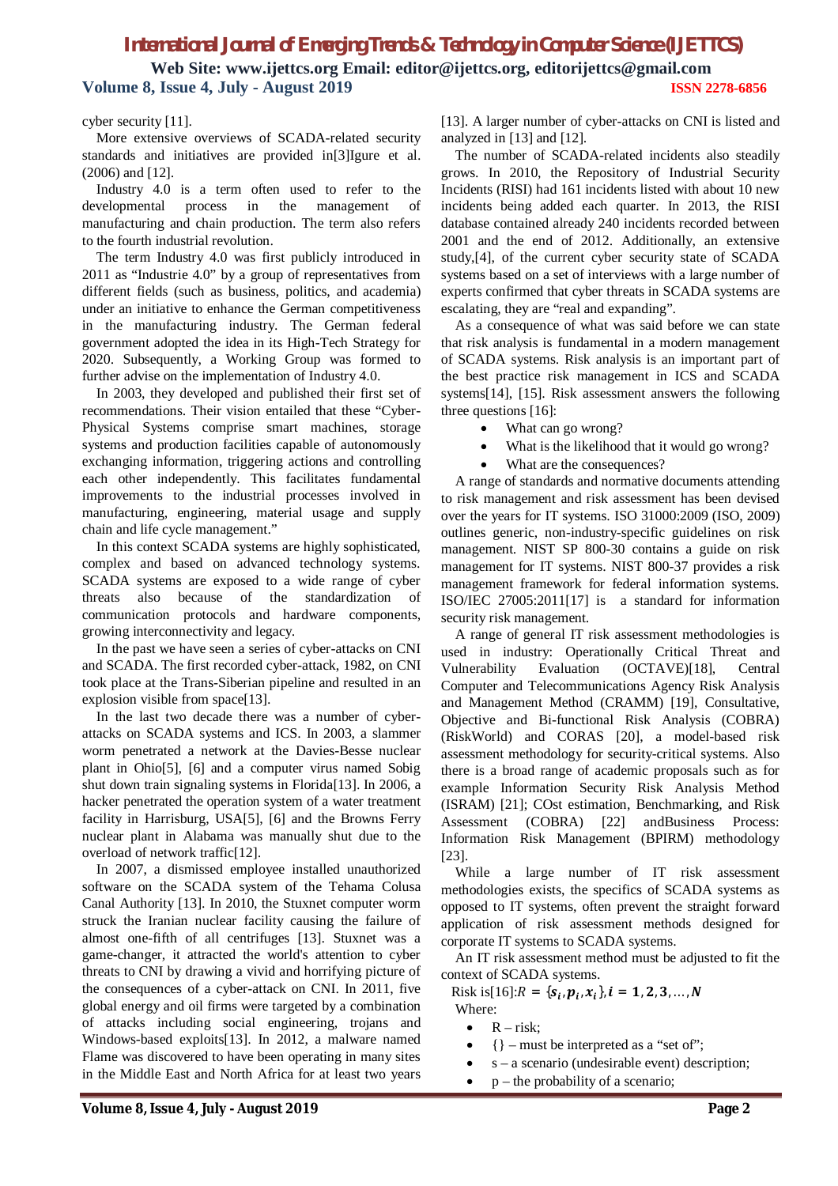cyber security [11].

More extensive overviews of SCADA-related security standards and initiatives are provided in[3]Igure et al. (2006) and [12].

Industry 4.0 is a term often used to refer to the developmental process in the management of manufacturing and chain production. The term also refers to the fourth industrial revolution.

The term Industry 4.0 was first publicly introduced in 2011 as "Industrie 4.0" by a group of representatives from different fields (such as business, politics, and academia) under an initiative to enhance the German competitiveness in the manufacturing industry. The German federal government adopted the idea in its High-Tech Strategy for 2020. Subsequently, a Working Group was formed to further advise on the implementation of Industry 4.0.

In 2003, they developed and published their first set of recommendations. Their vision entailed that these "Cyber-Physical Systems comprise smart machines, storage systems and production facilities capable of autonomously exchanging information, triggering actions and controlling each other independently. This facilitates fundamental improvements to the industrial processes involved in manufacturing, engineering, material usage and supply chain and life cycle management."

In this context SCADA systems are highly sophisticated, complex and based on advanced technology systems. SCADA systems are exposed to a wide range of cyber threats also because of the standardization of communication protocols and hardware components, growing interconnectivity and legacy.

In the past we have seen a series of cyber-attacks on CNI and SCADA. The first recorded cyber-attack, 1982, on CNI took place at the Trans-Siberian pipeline and resulted in an explosion visible from space[13].

In the last two decade there was a number of cyber-attacks on SCADA systems and ICS. In 2003, a slammer worm penetrated a network at the Davies-Besse nuclear plant in Ohio[5], [6] and a computer virus named Sobig shut down train signaling systems in Florida[13]. In 2006, a hacker penetrated the operation system of a water treatment facility in Harrisburg, USA[5], [6] and the Browns Ferry nuclear plant in Alabama was manually shut due to the overload of network traffic[12].

In 2007, a dismissed employee installed unauthorized software on the SCADA system of the Tehama Colusa Canal Authority [13]. In 2010, the Stuxnet computer worm struck the Iranian nuclear facility causing the failure of almost one-fifth of all centrifuges [13]. Stuxnet was a game-changer, it attracted the world's attention to cyber threats to CNI by drawing a vivid and horrifying picture of the consequences of a cyber-attack on CNI. In 2011, five global energy and oil firms were targeted by a combination of attacks including social engineering, trojans and Windows-based exploits[13]. In 2012, a malware named Flame was discovered to have been operating in many sites in the Middle East and North Africa for at least two years [13]. A larger number of cyber-attacks on CNI is listed and analyzed in [13] and [12].

The number of SCADA-related incidents also steadily grows. In 2010, the Repository of Industrial Security Incidents (RISI) had 161 incidents listed with about 10 new incidents being added each quarter. In 2013, the RISI database contained already 240 incidents recorded between 2001 and the end of 2012. Additionally, an extensive study,[4], of the current cyber security state of SCADA systems based on a set of interviews with a large number of experts confirmed that cyber threats in SCADA systems are escalating, they are "real and expanding".

As a consequence of what was said before we can state that risk analysis is fundamental in a modern management of SCADA systems. Risk analysis is an important part of the best practice risk management in ICS and SCADA systems[14], [15]. Risk assessment answers the following three questions [16]:

- What can go wrong?
- What is the likelihood that it would go wrong?
- What are the consequences?

A range of standards and normative documents attending to risk management and risk assessment has been devised over the years for IT systems. ISO 31000:2009 (ISO, 2009) outlines generic, non-industry-specific guidelines on risk management. NIST SP 800-30 contains a guide on risk management for IT systems. NIST 800-37 provides a risk management framework for federal information systems. ISO/IEC 27005:2011[17] is a standard for information security risk management.

A range of general IT risk assessment methodologies is used in industry: Operationally Critical Threat and Vulnerability Evaluation (OCTAVE)[18], Central Computer and Telecommunications Agency Risk Analysis and Management Method (CRAMM) [19], Consultative, Objective and Bi-functional Risk Analysis (COBRA) (RiskWorld) and CORAS [20], a model-based risk assessment methodology for security-critical systems. Also there is a broad range of academic proposals such as for example Information Security Risk Analysis Method (ISRAM) [21]; COst estimation, Benchmarking, and Risk Assessment (COBRA) [22] andBusiness Process: Information Risk Management (BPIRM) methodology [23].

While a large number of IT risk assessment methodologies exists, the specifics of SCADA systems as opposed to IT systems, often prevent the straight forward application of risk assessment methods designed for corporate IT systems to SCADA systems.

An IT risk assessment method must be adjusted to fit the context of SCADA systems.

Risk is[16]: $R = \{s_i, p_i, x_i\}, i = 1, 2, 3, \ldots, N$

Where:

- R – risk;
- {} – must be interpreted as a "set of";
- s – a scenario (undesirable event) description;
- p – the probability of a scenario;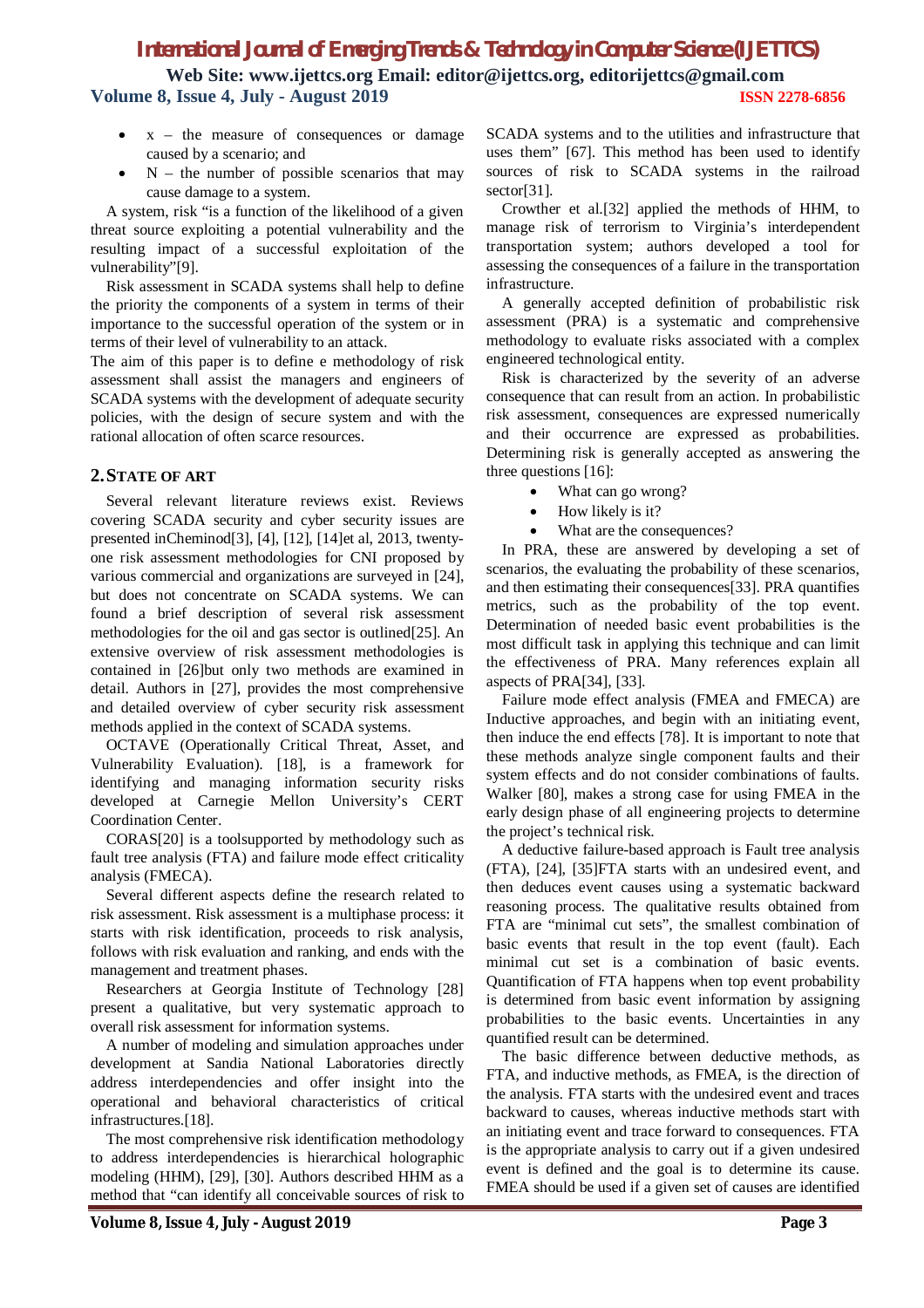- x – the measure of consequences or damage caused by a scenario; and
- N – the number of possible scenarios that may cause damage to a system.

A system, risk "is a function of the likelihood of a given threat source exploiting a potential vulnerability and the resulting impact of a successful exploitation of the vulnerability"[9].

Risk assessment in SCADA systems shall help to define the priority the components of a system in terms of their importance to the successful operation of the system or in terms of their level of vulnerability to an attack.

The aim of this paper is to define e methodology of risk assessment shall assist the managers and engineers of SCADA systems with the development of adequate security policies, with the design of secure system and with the rational allocation of often scarce resources.

## 2. STATE OF ART

Several relevant literature reviews exist. Reviews covering SCADA security and cyber security issues are presented inCheminod[3], [4], [12], [14]et al, 2013, twenty-one risk assessment methodologies for CNI proposed by various commercial and organizations are surveyed in [24], but does not concentrate on SCADA systems. We can found a brief description of several risk assessment methodologies for the oil and gas sector is outlined[25]. An extensive overview of risk assessment methodologies is contained in [26]but only two methods are examined in detail. Authors in [27], provides the most comprehensive and detailed overview of cyber security risk assessment methods applied in the context of SCADA systems.

OCTAVE (Operationally Critical Threat, Asset, and Vulnerability Evaluation). [18], is a framework for identifying and managing information security risks developed at Carnegie Mellon University's CERT Coordination Center.

CORAS[20] is a toolsupported by methodology such as fault tree analysis (FTA) and failure mode effect criticality analysis (FMECA).

Several different aspects define the research related to risk assessment. Risk assessment is a multiphase process: it starts with risk identification, proceeds to risk analysis, follows with risk evaluation and ranking, and ends with the management and treatment phases.

Researchers at Georgia Institute of Technology [28] present a qualitative, but very systematic approach to overall risk assessment for information systems.

A number of modeling and simulation approaches under development at Sandia National Laboratories directly address interdependencies and offer insight into the operational and behavioral characteristics of critical infrastructures.[18].

The most comprehensive risk identification methodology to address interdependencies is hierarchical holographic modeling (HHM), [29], [30]. Authors described HHM as a method that "can identify all conceivable sources of risk to SCADA systems and to the utilities and infrastructure that uses them" [67]. This method has been used to identify sources of risk to SCADA systems in the railroad sector[31].

Crowther et al.[32] applied the methods of HHM, to manage risk of terrorism to Virginia's interdependent transportation system; authors developed a tool for assessing the consequences of a failure in the transportation infrastructure.

A generally accepted definition of probabilistic risk assessment (PRA) is a systematic and comprehensive methodology to evaluate risks associated with a complex engineered technological entity.

Risk is characterized by the severity of an adverse consequence that can result from an action. In probabilistic risk assessment, consequences are expressed numerically and their occurrence are expressed as probabilities. Determining risk is generally accepted as answering the three questions [16]:

- What can go wrong?
- How likely is it?
- What are the consequences?

In PRA, these are answered by developing a set of scenarios, the evaluating the probability of these scenarios, and then estimating their consequences[33]. PRA quantifies metrics, such as the probability of the top event. Determination of needed basic event probabilities is the most difficult task in applying this technique and can limit the effectiveness of PRA. Many references explain all aspects of PRA[34], [33].

Failure mode effect analysis (FMEA and FMECA) are Inductive approaches, and begin with an initiating event, then induce the end effects [78]. It is important to note that these methods analyze single component faults and their system effects and do not consider combinations of faults. Walker [80], makes a strong case for using FMEA in the early design phase of all engineering projects to determine the project's technical risk.

A deductive failure-based approach is Fault tree analysis (FTA), [24], [35]FTA starts with an undesired event, and then deduces event causes using a systematic backward reasoning process. The qualitative results obtained from FTA are "minimal cut sets", the smallest combination of basic events that result in the top event (fault). Each minimal cut set is a combination of basic events. Quantification of FTA happens when top event probability is determined from basic event information by assigning probabilities to the basic events. Uncertainties in any quantified result can be determined.

The basic difference between deductive methods, as FTA, and inductive methods, as FMEA, is the direction of the analysis. FTA starts with the undesired event and traces backward to causes, whereas inductive methods start with an initiating event and trace forward to consequences. FTA is the appropriate analysis to carry out if a given undesired event is defined and the goal is to determine its cause. FMEA should be used if a given set of causes are identified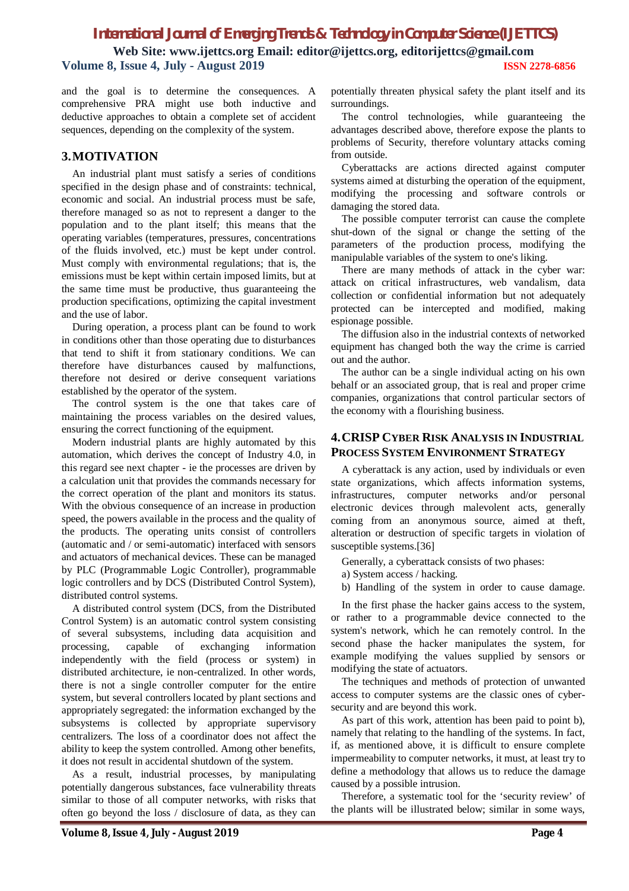and the goal is to determine the consequences. A comprehensive PRA might use both inductive and deductive approaches to obtain a complete set of accident sequences, depending on the complexity of the system.

## 3. MOTIVATION

An industrial plant must satisfy a series of conditions specified in the design phase and of constraints: technical, economic and social. An industrial process must be safe, therefore managed so as not to represent a danger to the population and to the plant itself; this means that the operating variables (temperatures, pressures, concentrations of the fluids involved, etc.) must be kept under control. Must comply with environmental regulations; that is, the emissions must be kept within certain imposed limits, but at the same time must be productive, thus guaranteeing the production specifications, optimizing the capital investment and the use of labor.

During operation, a process plant can be found to work in conditions other than those operating due to disturbances that tend to shift it from stationary conditions. We can therefore have disturbances caused by malfunctions, therefore not desired or derive consequent variations established by the operator of the system.

The control system is the one that takes care of maintaining the process variables on the desired values, ensuring the correct functioning of the equipment.

Modern industrial plants are highly automated by this automation, which derives the concept of Industry 4.0, in this regard see next chapter - ie the processes are driven by a calculation unit that provides the commands necessary for the correct operation of the plant and monitors its status. With the obvious consequence of an increase in production speed, the powers available in the process and the quality of the products. The operating units consist of controllers (automatic and / or semi-automatic) interfaced with sensors and actuators of mechanical devices. These can be managed by PLC (Programmable Logic Controller), programmable logic controllers and by DCS (Distributed Control System), distributed control systems.

A distributed control system (DCS, from the Distributed Control System) is an automatic control system consisting of several subsystems, including data acquisition and processing, capable of exchanging information independently with the field (process or system) in distributed architecture, ie non-centralized. In other words, there is not a single controller computer for the entire system, but several controllers located by plant sections and appropriately segregated: the information exchanged by the subsystems is collected by appropriate supervisory centralizers. The loss of a coordinator does not affect the ability to keep the system controlled. Among other benefits, it does not result in accidental shutdown of the system.

As a result, industrial processes, by manipulating potentially dangerous substances, face vulnerability threats similar to those of all computer networks, with risks that often go beyond the loss / disclosure of data, as they can potentially threaten physical safety the plant itself and its surroundings.

The control technologies, while guaranteeing the advantages described above, therefore expose the plants to problems of Security, therefore voluntary attacks coming from outside.

Cyberattacks are actions directed against computer systems aimed at disturbing the operation of the equipment, modifying the processing and software controls or damaging the stored data.

The possible computer terrorist can cause the complete shut-down of the signal or change the setting of the parameters of the production process, modifying the manipulable variables of the system to one's liking.

There are many methods of attack in the cyber war: attack on critical infrastructures, web vandalism, data collection or confidential information but not adequately protected can be intercepted and modified, making espionage possible.

The diffusion also in the industrial contexts of networked equipment has changed both the way the crime is carried out and the author.

The author can be a single individual acting on his own behalf or an associated group, that is real and proper crime companies, organizations that control particular sectors of the economy with a flourishing business.

## 4. CRISP Cyber Risk Analysis in Industrial Process System Environment Strategy

A cyberattack is any action, used by individuals or even state organizations, which affects information systems, infrastructures, computer networks and/or personal electronic devices through malevolent acts, generally coming from an anonymous source, aimed at theft, alteration or destruction of specific targets in violation of susceptible systems.[36]

Generally, a cyberattack consists of two phases:

a) System access / hacking.

b) Handling of the system in order to cause damage.

In the first phase the hacker gains access to the system, or rather to a programmable device connected to the system's network, which he can remotely control. In the second phase the hacker manipulates the system, for example modifying the values supplied by sensors or modifying the state of actuators.

The techniques and methods of protection of unwanted access to computer systems are the classic ones of cyber-security and are beyond this work.

As part of this work, attention has been paid to point b), namely that relating to the handling of the systems. In fact, if, as mentioned above, it is difficult to ensure complete impermeability to computer networks, it must, at least try to define a methodology that allows us to reduce the damage caused by a possible intrusion.

Therefore, a systematic tool for the 'security review' of the plants will be illustrated below; similar in some ways,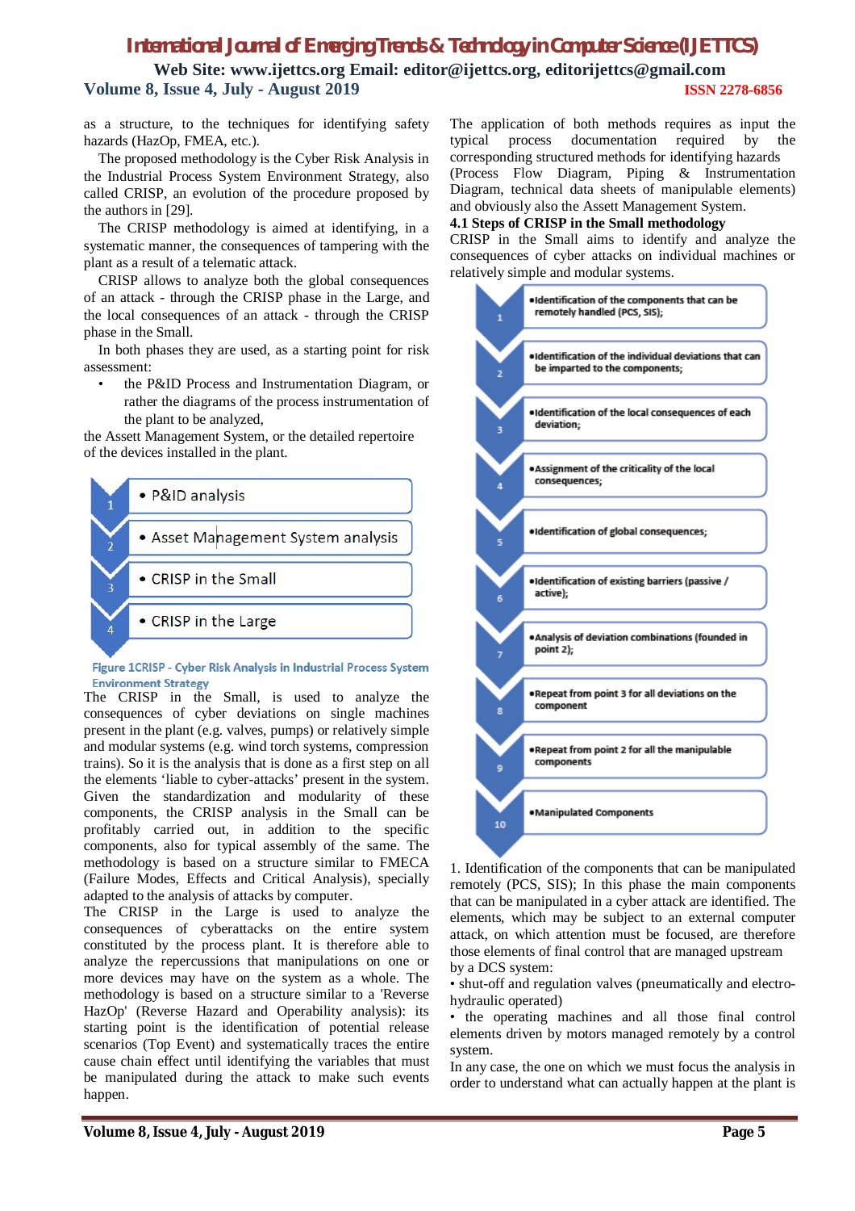as a structure, to the techniques for identifying safety hazards (HazOp, FMEA, etc.).

The proposed methodology is the Cyber Risk Analysis in the Industrial Process System Environment Strategy, also called CRISP, an evolution of the procedure proposed by the authors in [29].

The CRISP methodology is aimed at identifying, in a systematic manner, the consequences of tampering with the plant as a result of a telematic attack.

CRISP allows to analyze both the global consequences of an attack - through the CRISP phase in the Large, and the local consequences of an attack - through the CRISP phase in the Small.

In both phases they are used, as a starting point for risk assessment:

- the P&ID Process and Instrumentation Diagram, or rather the diagrams of the process instrumentation of the plant to be analyzed,

the Assett Management System, or the detailed repertoire of the devices installed in the plant.

1. • P&ID analysis
2. • Asset Management System analysis
3. • CRISP in the Small
4. • CRISP in the Large

Figure 1CRISP - Cyber Risk Analysis in Industrial Process System Environment Strategy

The CRISP in the Small, is used to analyze the consequences of cyber deviations on single machines present in the plant (e.g. valves, pumps) or relatively simple and modular systems (e.g. wind torch systems, compression trains). So it is the analysis that is done as a first step on all the elements 'liable to cyber-attacks' present in the system. Given the standardization and modularity of these components, the CRISP analysis in the Small can be profitably carried out, in addition to the specific components, also for typical assembly of the same. The methodology is based on a structure similar to FMECA (Failure Modes, Effects and Critical Analysis), specially adapted to the analysis of attacks by computer.

The CRISP in the Large is used to analyze the consequences of cyberattacks on the entire system constituted by the process plant. It is therefore able to analyze the repercussions that manipulations on one or more devices may have on the system as a whole. The methodology is based on a structure similar to a 'Reverse HazOp' (Reverse Hazard and Operability analysis): its starting point is the identification of potential release scenarios (Top Event) and systematically traces the entire cause chain effect until identifying the variables that must be manipulated during the attack to make such events happen.

The application of both methods requires as input the typical process documentation required by the corresponding structured methods for identifying hazards (Process Flow Diagram, Piping & Instrumentation Diagram, technical data sheets of manipulable elements) and obviously also the Assett Management System.

### 4.1 Steps of CRISP in the Small methodology

CRISP in the Small aims to identify and analyze the consequences of cyber attacks on individual machines or relatively simple and modular systems.

1. •Identification of the components that can be remotely handled (PCS, SIS);
2. •Identification of the individual deviations that can be imparted to the components;
3. •Identification of the local consequences of each deviation;
4. •Assignment of the criticality of the local consequences;
5. •Identification of global consequences;
6. •Identification of existing barriers (passive / active);
7. •Analysis of deviation combinations (founded in point 2);
8. •Repeat from point 3 for all deviations on the component
9. •Repeat from point 2 for all the manipulable components
10. •Manipulated Components

1. Identification of the components that can be manipulated remotely (PCS, SIS); In this phase the main components that can be manipulated in a cyber attack are identified. The elements, which may be subject to an external computer attack, on which attention must be focused, are therefore those elements of final control that are managed upstream by a DCS system:

• shut-off and regulation valves (pneumatically and electro-hydraulic operated)

• the operating machines and all those final control elements driven by motors managed remotely by a control system.

In any case, the one on which we must focus the analysis in order to understand what can actually happen at the plant is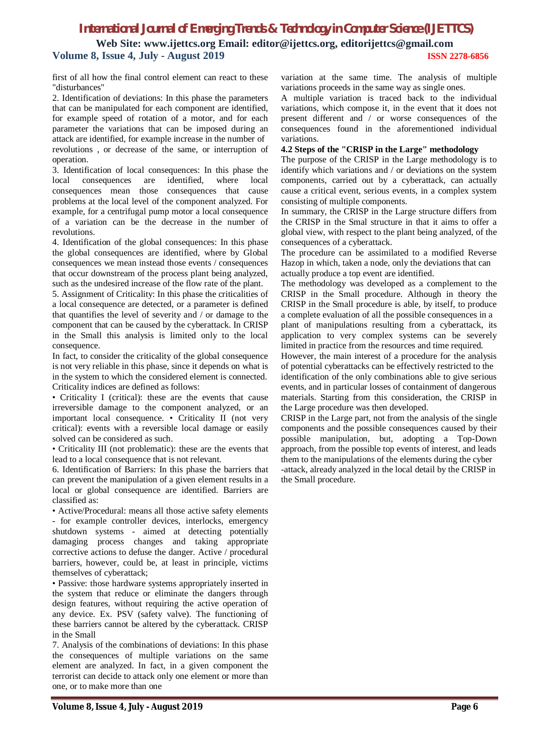first of all how the final control element can react to these "disturbances"

2. Identification of deviations: In this phase the parameters that can be manipulated for each component are identified, for example speed of rotation of a motor, and for each parameter the variations that can be imposed during an attack are identified, for example increase in the number of revolutions , or decrease of the same, or interruption of operation.

3. Identification of local consequences: In this phase the local consequences are identified, where local consequences mean those consequences that cause problems at the local level of the component analyzed. For example, for a centrifugal pump motor a local consequence of a variation can be the decrease in the number of revolutions.

4. Identification of the global consequences: In this phase the global consequences are identified, where by Global consequences we mean instead those events / consequences that occur downstream of the process plant being analyzed, such as the undesired increase of the flow rate of the plant.

5. Assignment of Criticality: In this phase the criticalities of a local consequence are detected, or a parameter is defined that quantifies the level of severity and / or damage to the component that can be caused by the cyberattack. In CRISP in the Small this analysis is limited only to the local consequence.

In fact, to consider the criticality of the global consequence is not very reliable in this phase, since it depends on what is in the system to which the considered element is connected. Criticality indices are defined as follows:

• Criticality I (critical): these are the events that cause irreversible damage to the component analyzed, or an important local consequence. • Criticality II (not very critical): events with a reversible local damage or easily solved can be considered as such.

• Criticality III (not problematic): these are the events that lead to a local consequence that is not relevant.

6. Identification of Barriers: In this phase the barriers that can prevent the manipulation of a given element results in a local or global consequence are identified. Barriers are classified as:

• Active/Procedural: means all those active safety elements - for example controller devices, interlocks, emergency shutdown systems - aimed at detecting potentially damaging process changes and taking appropriate corrective actions to defuse the danger. Active / procedural barriers, however, could be, at least in principle, victims themselves of cyberattack;

• Passive: those hardware systems appropriately inserted in the system that reduce or eliminate the dangers through design features, without requiring the active operation of any device. Ex. PSV (safety valve). The functioning of these barriers cannot be altered by the cyberattack. CRISP in the Small

7. Analysis of the combinations of deviations: In this phase the consequences of multiple variations on the same element are analyzed. In fact, in a given component the terrorist can decide to attack only one element or more than one, or to make more than one variation at the same time. The analysis of multiple variations proceeds in the same way as single ones.

A multiple variation is traced back to the individual variations, which compose it, in the event that it does not present different and / or worse consequences of the consequences found in the aforementioned individual variations.

**4.2 Steps of the "CRISP in the Large" methodology**

The purpose of the CRISP in the Large methodology is to identify which variations and / or deviations on the system components, carried out by a cyberattack, can actually cause a critical event, serious events, in a complex system consisting of multiple components.

In summary, the CRISP in the Large structure differs from the CRISP in the Smal structure in that it aims to offer a global view, with respect to the plant being analyzed, of the consequences of a cyberattack.

The procedure can be assimilated to a modified Reverse Hazop in which, taken a node, only the deviations that can actually produce a top event are identified.

The methodology was developed as a complement to the CRISP in the Small procedure. Although in theory the CRISP in the Small procedure is able, by itself, to produce a complete evaluation of all the possible consequences in a plant of manipulations resulting from a cyberattack, its application to very complex systems can be severely limited in practice from the resources and time required.

However, the main interest of a procedure for the analysis of potential cyberattacks can be effectively restricted to the identification of the only combinations able to give serious events, and in particular losses of containment of dangerous materials. Starting from this consideration, the CRISP in the Large procedure was then developed.

CRISP in the Large part, not from the analysis of the single components and the possible consequences caused by their possible manipulation, but, adopting a Top-Down approach, from the possible top events of interest, and leads them to the manipulations of the elements during the cyber -attack, already analyzed in the local detail by the CRISP in the Small procedure.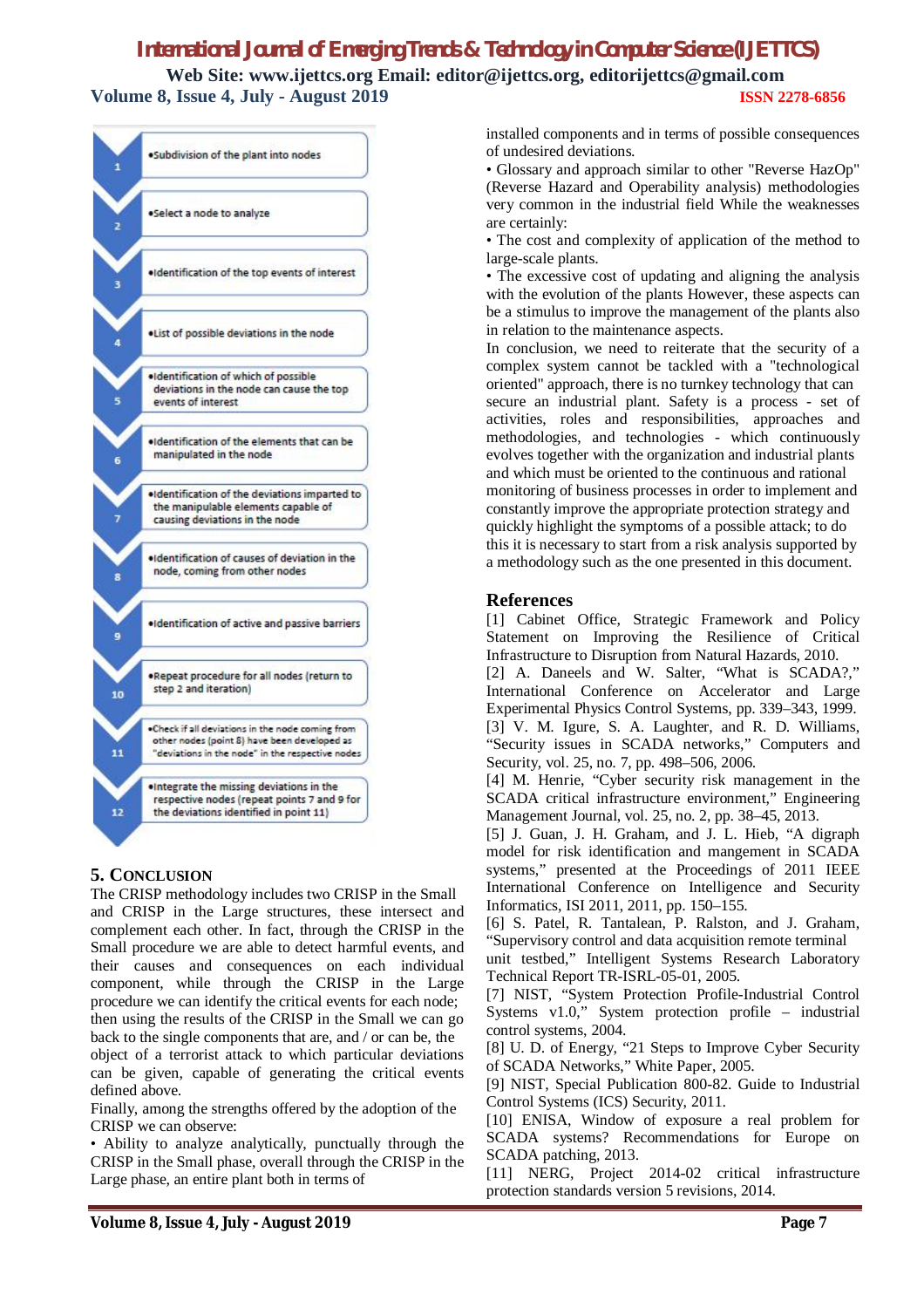1. •Subdivision of the plant into nodes
2. •Select a node to analyze
3. •Identification of the top events of interest
4. •List of possible deviations in the node
5. •Identification of which of possible deviations in the node can cause the top events of interest
6. •Identification of the elements that can be manipulated in the node
7. •Identification of the deviations imparted to the manipulable elements capable of causing deviations in the node
8. •Identification of causes of deviation in the node, coming from other nodes
9. •Identification of active and passive barriers
10. •Repeat procedure for all nodes (return to step 2 and iteration)
11. •Check if all deviations in the node coming from other nodes (point 8) have been developed as "deviations in the node" in the respective nodes
12. •Integrate the missing deviations in the respective nodes (repeat points 7 and 9 for the deviations identified in point 11)

## 5. Conclusion

The CRISP methodology includes two CRISP in the Small and CRISP in the Large structures, these intersect and complement each other. In fact, through the CRISP in the Small procedure we are able to detect harmful events, and their causes and consequences on each individual component, while through the CRISP in the Large procedure we can identify the critical events for each node; then using the results of the CRISP in the Small we can go back to the single components that are, and / or can be, the object of a terrorist attack to which particular deviations can be given, capable of generating the critical events defined above.

Finally, among the strengths offered by the adoption of the CRISP we can observe:

• Ability to analyze analytically, punctually through the CRISP in the Small phase, overall through the CRISP in the Large phase, an entire plant both in terms of installed components and in terms of possible consequences of undesired deviations.

• Glossary and approach similar to other "Reverse HazOp" (Reverse Hazard and Operability analysis) methodologies very common in the industrial field While the weaknesses are certainly:

• The cost and complexity of application of the method to large-scale plants.

• The excessive cost of updating and aligning the analysis with the evolution of the plants However, these aspects can be a stimulus to improve the management of the plants also in relation to the maintenance aspects.

In conclusion, we need to reiterate that the security of a complex system cannot be tackled with a "technological oriented" approach, there is no turnkey technology that can secure an industrial plant. Safety is a process - set of activities, roles and responsibilities, approaches and methodologies, and technologies - which continuously evolves together with the organization and industrial plants and which must be oriented to the continuous and rational monitoring of business processes in order to implement and constantly improve the appropriate protection strategy and quickly highlight the symptoms of a possible attack; to do this it is necessary to start from a risk analysis supported by a methodology such as the one presented in this document.

## References

[1] Cabinet Office, Strategic Framework and Policy Statement on Improving the Resilience of Critical Infrastructure to Disruption from Natural Hazards, 2010.

[2] A. Daneels and W. Salter, "What is SCADA?," International Conference on Accelerator and Large Experimental Physics Control Systems, pp. 339–343, 1999.

[3] V. M. Igure, S. A. Laughter, and R. D. Williams, "Security issues in SCADA networks," Computers and Security, vol. 25, no. 7, pp. 498–506, 2006.

[4] M. Henrie, "Cyber security risk management in the SCADA critical infrastructure environment," Engineering Management Journal, vol. 25, no. 2, pp. 38–45, 2013.

[5] J. Guan, J. H. Graham, and J. L. Hieb, "A digraph model for risk identification and mangement in SCADA systems," presented at the Proceedings of 2011 IEEE International Conference on Intelligence and Security Informatics, ISI 2011, 2011, pp. 150–155.

[6] S. Patel, R. Tantalean, P. Ralston, and J. Graham, "Supervisory control and data acquisition remote terminal unit testbed," Intelligent Systems Research Laboratory Technical Report TR-ISRL-05-01, 2005.

[7] NIST, "System Protection Profile-Industrial Control Systems v1.0," System protection profile – industrial control systems, 2004.

[8] U. D. of Energy, "21 Steps to Improve Cyber Security of SCADA Networks," White Paper, 2005.

[9] NIST, Special Publication 800-82. Guide to Industrial Control Systems (ICS) Security, 2011.

[10] ENISA, Window of exposure a real problem for SCADA systems? Recommendations for Europe on SCADA patching, 2013.

[11] NERG, Project 2014-02 critical infrastructure protection standards version 5 revisions, 2014.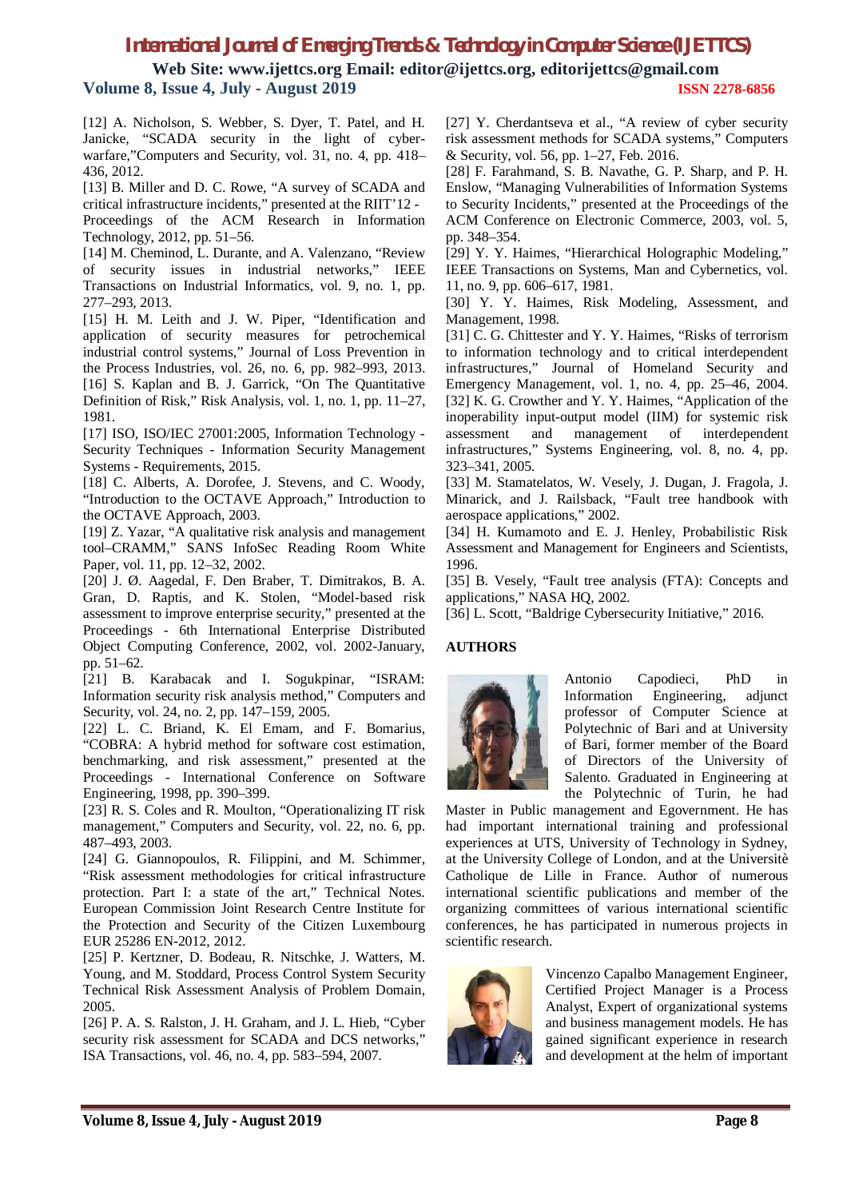[12] A. Nicholson, S. Webber, S. Dyer, T. Patel, and H. Janicke, "SCADA security in the light of cyber-warfare,"Computers and Security, vol. 31, no. 4, pp. 418–436, 2012.

[13] B. Miller and D. C. Rowe, "A survey of SCADA and critical infrastructure incidents," presented at the RIIT'12 - Proceedings of the ACM Research in Information Technology, 2012, pp. 51–56.

[14] M. Cheminod, L. Durante, and A. Valenzano, "Review of security issues in industrial networks," IEEE Transactions on Industrial Informatics, vol. 9, no. 1, pp. 277–293, 2013.

[15] H. M. Leith and J. W. Piper, "Identification and application of security measures for petrochemical industrial control systems," Journal of Loss Prevention in the Process Industries, vol. 26, no. 6, pp. 982–993, 2013.

[16] S. Kaplan and B. J. Garrick, "On The Quantitative Definition of Risk," Risk Analysis, vol. 1, no. 1, pp. 11–27, 1981.

[17] ISO, ISO/IEC 27001:2005, Information Technology - Security Techniques - Information Security Management Systems - Requirements, 2015.

[18] C. Alberts, A. Dorofee, J. Stevens, and C. Woody, "Introduction to the OCTAVE Approach," Introduction to the OCTAVE Approach, 2003.

[19] Z. Yazar, "A qualitative risk analysis and management tool–CRAMM," SANS InfoSec Reading Room White Paper, vol. 11, pp. 12–32, 2002.

[20] J. Ø. Aagedal, F. Den Braber, T. Dimitrakos, B. A. Gran, D. Raptis, and K. Stolen, "Model-based risk assessment to improve enterprise security," presented at the Proceedings - 6th International Enterprise Distributed Object Computing Conference, 2002, vol. 2002-January, pp. 51–62.

[21] B. Karabacak and I. Sogukpinar, "ISRAM: Information security risk analysis method," Computers and Security, vol. 24, no. 2, pp. 147–159, 2005.

[22] L. C. Briand, K. El Emam, and F. Bomarius, "COBRA: A hybrid method for software cost estimation, benchmarking, and risk assessment," presented at the Proceedings - International Conference on Software Engineering, 1998, pp. 390–399.

[23] R. S. Coles and R. Moulton, "Operationalizing IT risk management," Computers and Security, vol. 22, no. 6, pp. 487–493, 2003.

[24] G. Giannopoulos, R. Filippini, and M. Schimmer, "Risk assessment methodologies for critical infrastructure protection. Part I: a state of the art," Technical Notes. European Commission Joint Research Centre Institute for the Protection and Security of the Citizen Luxembourg EUR 25286 EN-2012, 2012.

[25] P. Kertzner, D. Bodeau, R. Nitschke, J. Watters, M. Young, and M. Stoddard, Process Control System Security Technical Risk Assessment Analysis of Problem Domain, 2005.

[26] P. A. S. Ralston, J. H. Graham, and J. L. Hieb, "Cyber security risk assessment for SCADA and DCS networks," ISA Transactions, vol. 46, no. 4, pp. 583–594, 2007.

[27] Y. Cherdantseva et al., "A review of cyber security risk assessment methods for SCADA systems," Computers & Security, vol. 56, pp. 1–27, Feb. 2016.

[28] F. Farahmand, S. B. Navathe, G. P. Sharp, and P. H. Enslow, "Managing Vulnerabilities of Information Systems to Security Incidents," presented at the Proceedings of the ACM Conference on Electronic Commerce, 2003, vol. 5, pp. 348–354.

[29] Y. Y. Haimes, "Hierarchical Holographic Modeling," IEEE Transactions on Systems, Man and Cybernetics, vol. 11, no. 9, pp. 606–617, 1981.

[30] Y. Y. Haimes, Risk Modeling, Assessment, and Management, 1998.

[31] C. G. Chittester and Y. Y. Haimes, "Risks of terrorism to information technology and to critical interdependent infrastructures," Journal of Homeland Security and Emergency Management, vol. 1, no. 4, pp. 25–46, 2004.

[32] K. G. Crowther and Y. Y. Haimes, "Application of the inoperability input-output model (IIM) for systemic risk assessment and management of interdependent infrastructures," Systems Engineering, vol. 8, no. 4, pp. 323–341, 2005.

[33] M. Stamatelatos, W. Vesely, J. Dugan, J. Fragola, J. Minarick, and J. Railsback, "Fault tree handbook with aerospace applications," 2002.

[34] H. Kumamoto and E. J. Henley, Probabilistic Risk Assessment and Management for Engineers and Scientists, 1996.

[35] B. Vesely, "Fault tree analysis (FTA): Concepts and applications," NASA HQ, 2002.

[36] L. Scott, "Baldrige Cybersecurity Initiative," 2016.

## AUTHORS

Antonio Capodieci, PhD in Information Engineering, adjunct professor of Computer Science at Polytechnic of Bari and at University of Bari, former member of the Board of Directors of the University of Salento. Graduated in Engineering at the Polytechnic of Turin, he had Master in Public management and Egovernment. He has had important international training and professional experiences at UTS, University of Technology in Sydney, at the University College of London, and at the Universitè Catholique de Lille in France. Author of numerous international scientific publications and member of the organizing committees of various international scientific conferences, he has participated in numerous projects in scientific research.

Vincenzo Capalbo Management Engineer, Certified Project Manager is a Process Analyst, Expert of organizational systems and business management models. He has gained significant experience in research and development at the helm of important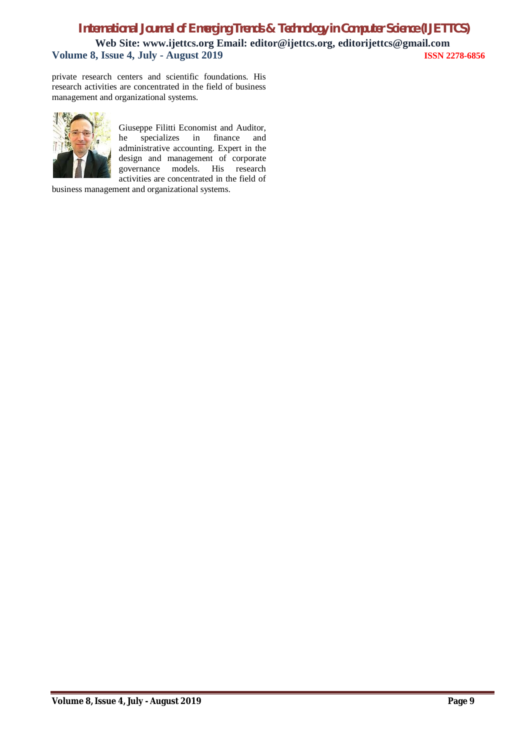private research centers and scientific foundations. His research activities are concentrated in the field of business management and organizational systems.

Giuseppe Filitti Economist and Auditor, he specializes in finance and administrative accounting. Expert in the design and management of corporate governance models. His research activities are concentrated in the field of business management and organizational systems.